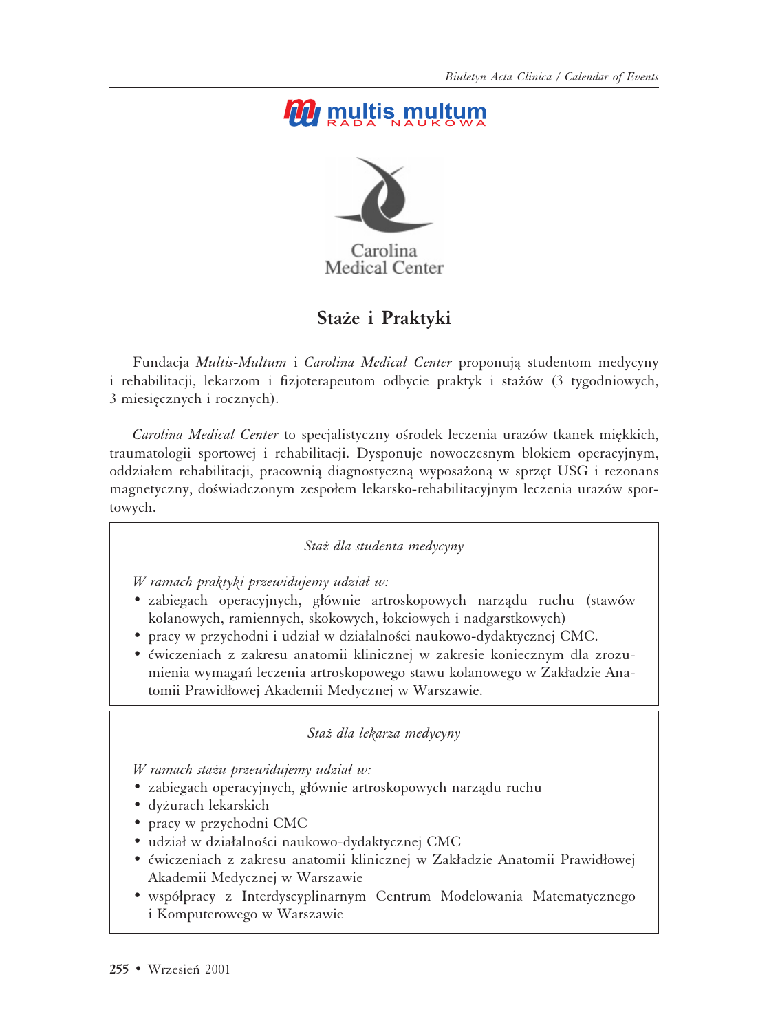multis multum
RADA NAUKOWA

Carolina
Medical Center

# Staże i Praktyki

Fundacja *Multis-Multum* i *Carolina Medical Center* proponują studentom medycyny i rehabilitacji, lekarzom i fizjoterapeutom odbycie praktyk i staży (3 tygodniowych, 3 miesięcznych i rocznych).

*Carolina Medical Center* to specjalistyczny ośrodek leczenia urazów tkanek miękkich, traumatologii sportowej i rehabilitacji. Dysponuje nowoczesnym blokiem operacyjnym, oddziałem rehabilitacji, pracownią diagnostyczną wyposażoną w sprzęt USG i rezonans magnetyczny, doświadczonym zespołem lekarsko-rehabilitacyjnym leczenia urazów sportowych.

### *Staż dla studenta medycyny*

*W ramach praktyki przewidujemy udział w:*

- zabiegach operacyjnych, głównie artroskopowych narządu ruchu (stawów kolanowych, ramiennych, skokowych, łokciowych i nadgarstkowych)
- pracy w przychodni i udział w działalności naukowo-dydaktycznej CMC.
- ćwiczeniach z zakresu anatomii klinicznej w zakresie koniecznym dla zrozumienia wymagań leczenia artroskopowego stawu kolanowego w Zakładzie Anatomii Prawidłowej Akademii Medycznej w Warszawie.

### *Staż dla lekarza medycyny*

*W ramach stażu przewidujemy udział w:*

- zabiegach operacyjnych, głównie artroskopowych narządu ruchu
- dyżurach lekarskich
- pracy w przychodni CMC
- udział w działalności naukowo-dydaktycznej CMC
- ćwiczeniach z zakresu anatomii klinicznej w Zakładzie Anatomii Prawidłowej Akademii Medycznej w Warszawie
- współpracy z Interdyscyplinarnym Centrum Modelowania Matematycznego i Komputerowego w Warszawie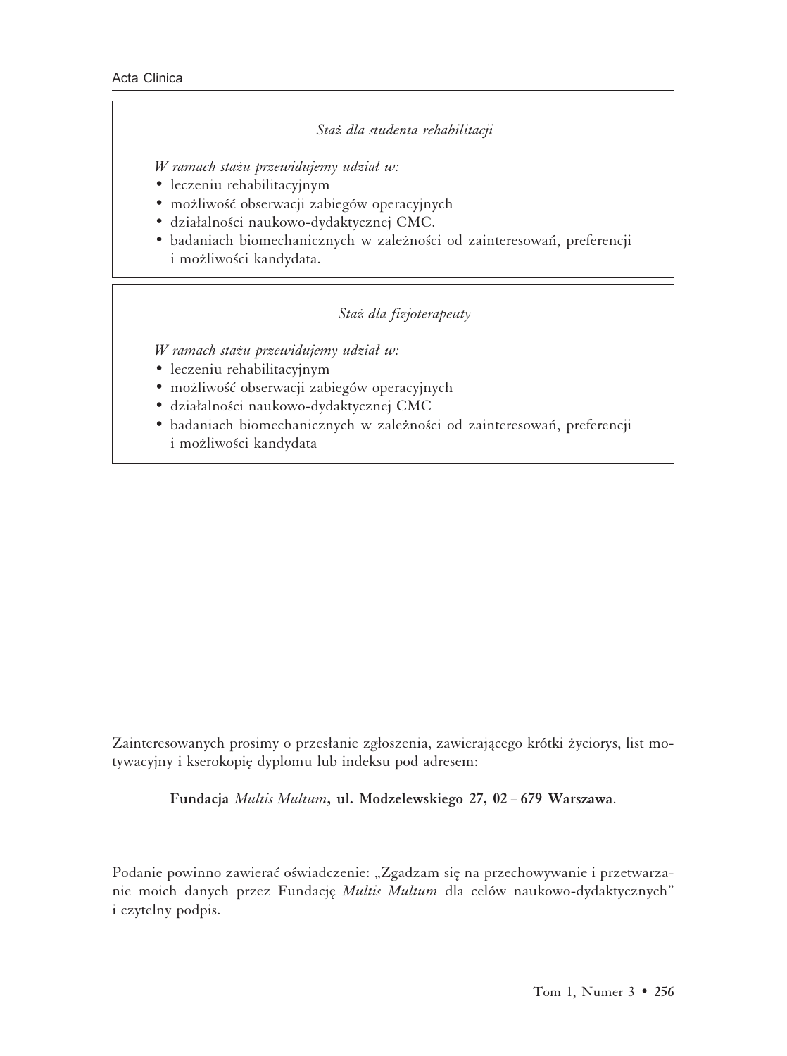*Staż dla studenta rehabilitacji*

*W ramach stażu przewidujemy udział w:*

- leczeniu rehabilitacyjnym
- możliwość obserwacji zabiegów operacyjnych
- działalności naukowo-dydaktycznej CMC.
- badaniach biomechanicznych w zależności od zainteresowań, preferencji i możliwości kandydata.

*Staż dla fizjoterapeuty*

*W ramach stażu przewidujemy udział w:*

- leczeniu rehabilitacyjnym
- możliwość obserwacji zabiegów operacyjnych
- działalności naukowo-dydaktycznej CMC
- badaniach biomechanicznych w zależności od zainteresowań, preferencji i możliwości kandydata

Zainteresowanych prosimy o przesłanie zgłoszenia, zawierającego krótki życiorys, list motywacyjny i kserokopię dyplomu lub indeksu pod adresem:

**Fundacja *Multis Multum*, ul. Modzelewskiego 27, 02 – 679 Warszawa**.

Podanie powinno zawierać oświadczenie: „Zgadzam się na przechowywanie i przetwarzanie moich danych przez Fundację *Multis Multum* dla celów naukowo-dydaktycznych" i czytelny podpis.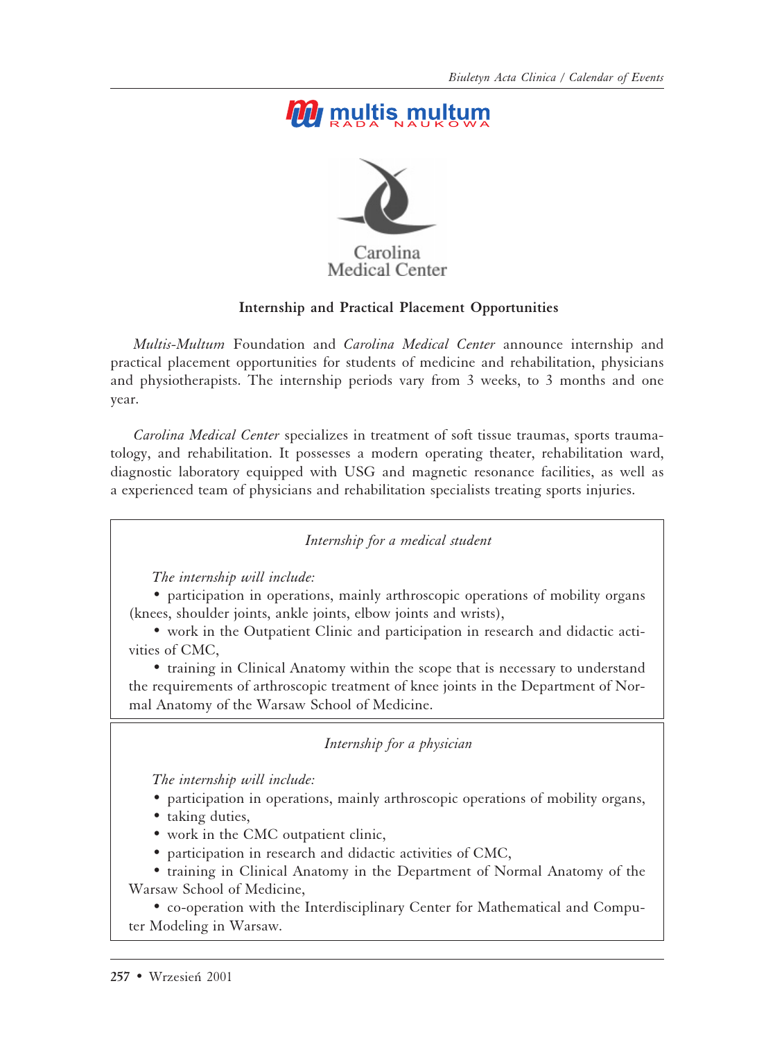multis multum
RADA NAUKOWA

Carolina Medical Center

## Internship and Practical Placement Opportunities

*Multis-Multum* Foundation and *Carolina Medical Center* announce internship and practical placement opportunities for students of medicine and rehabilitation, physicians and physiotherapists. The internship periods vary from 3 weeks, to 3 months and one year.

*Carolina Medical Center* specializes in treatment of soft tissue traumas, sports traumatology, and rehabilitation. It possesses a modern operating theater, rehabilitation ward, diagnostic laboratory equipped with USG and magnetic resonance facilities, as well as a experienced team of physicians and rehabilitation specialists treating sports injuries.

### *Internship for a medical student*

*The internship will include:*

- participation in operations, mainly arthroscopic operations of mobility organs (knees, shoulder joints, ankle joints, elbow joints and wrists),
- work in the Outpatient Clinic and participation in research and didactic activities of CMC,
- training in Clinical Anatomy within the scope that is necessary to understand the requirements of arthroscopic treatment of knee joints in the Department of Normal Anatomy of the Warsaw School of Medicine.

### *Internship for a physician*

*The internship will include:*

- participation in operations, mainly arthroscopic operations of mobility organs,
- taking duties,
- work in the CMC outpatient clinic,
- participation in research and didactic activities of CMC,
- training in Clinical Anatomy in the Department of Normal Anatomy of the Warsaw School of Medicine,
- co-operation with the Interdisciplinary Center for Mathematical and Computer Modeling in Warsaw.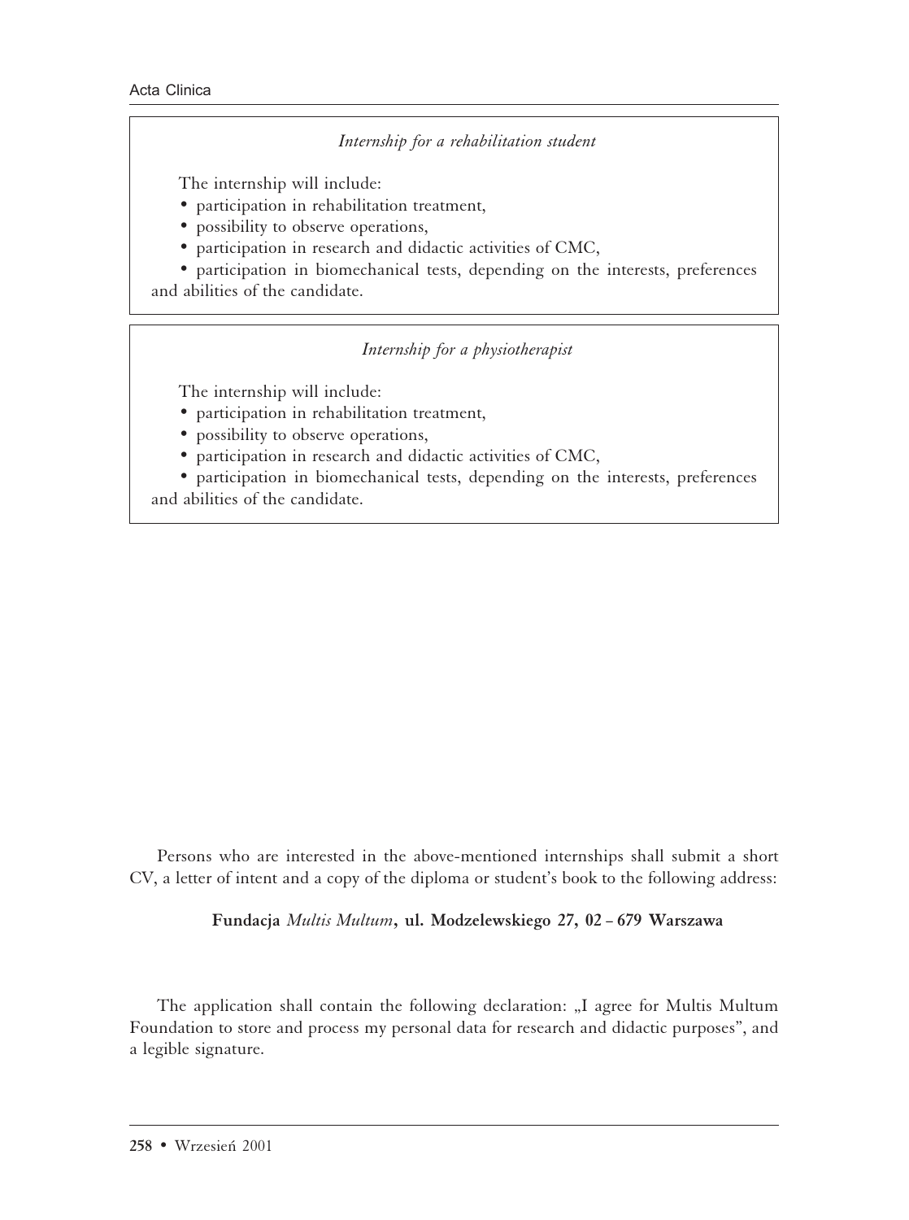*Internship for a rehabilitation student*

The internship will include:

- participation in rehabilitation treatment,
- possibility to observe operations,
- participation in research and didactic activities of CMC,
- participation in biomechanical tests, depending on the interests, preferences and abilities of the candidate.

*Internship for a physiotherapist*

The internship will include:

- participation in rehabilitation treatment,
- possibility to observe operations,
- participation in research and didactic activities of CMC,
- participation in biomechanical tests, depending on the interests, preferences and abilities of the candidate.

Persons who are interested in the above-mentioned internships shall submit a short CV, a letter of intent and a copy of the diploma or student's book to the following address:

**Fundacja *Multis Multum*, ul. Modzelewskiego 27, 02 – 679 Warszawa**

The application shall contain the following declaration: „I agree for Multis Multum Foundation to store and process my personal data for research and didactic purposes", and a legible signature.